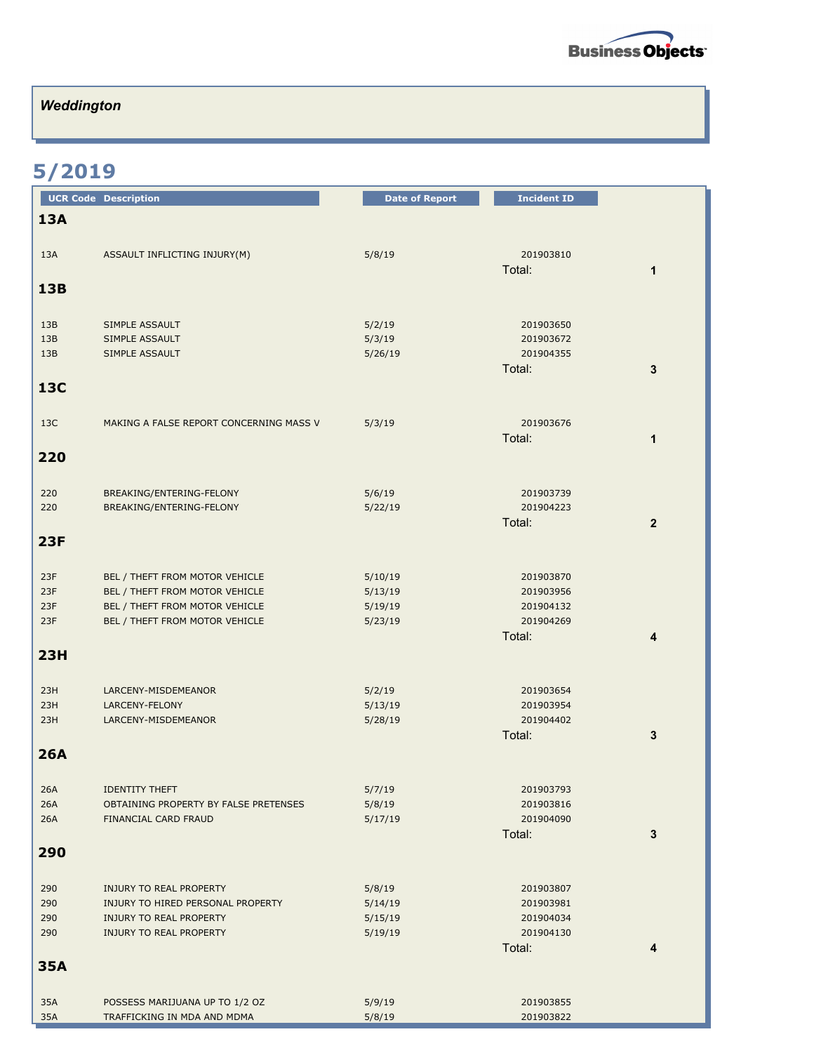*Weddington*

## 5/2019

| UCR Code | Description | Date of Report | Incident ID | |
|---|---|---|---|---|
| **13A** | | | | |
| 13A | ASSAULT INFLICTING INJURY(M) | 5/8/19 | 201903810 | |
| | | | Total: | **1** |
| **13B** | | | | |
| 13B | SIMPLE ASSAULT | 5/2/19 | 201903650 | |
| 13B | SIMPLE ASSAULT | 5/3/19 | 201903672 | |
| 13B | SIMPLE ASSAULT | 5/26/19 | 201904355 | |
| | | | Total: | **3** |
| **13C** | | | | |
| 13C | MAKING A FALSE REPORT CONCERNING MASS V | 5/3/19 | 201903676 | |
| | | | Total: | **1** |
| **220** | | | | |
| 220 | BREAKING/ENTERING-FELONY | 5/6/19 | 201903739 | |
| 220 | BREAKING/ENTERING-FELONY | 5/22/19 | 201904223 | |
| | | | Total: | **2** |
| **23F** | | | | |
| 23F | BEL / THEFT FROM MOTOR VEHICLE | 5/10/19 | 201903870 | |
| 23F | BEL / THEFT FROM MOTOR VEHICLE | 5/13/19 | 201903956 | |
| 23F | BEL / THEFT FROM MOTOR VEHICLE | 5/19/19 | 201904132 | |
| 23F | BEL / THEFT FROM MOTOR VEHICLE | 5/23/19 | 201904269 | |
| | | | Total: | **4** |
| **23H** | | | | |
| 23H | LARCENY-MISDEMEANOR | 5/2/19 | 201903654 | |
| 23H | LARCENY-FELONY | 5/13/19 | 201903954 | |
| 23H | LARCENY-MISDEMEANOR | 5/28/19 | 201904402 | |
| | | | Total: | **3** |
| **26A** | | | | |
| 26A | IDENTITY THEFT | 5/7/19 | 201903793 | |
| 26A | OBTAINING PROPERTY BY FALSE PRETENSES | 5/8/19 | 201903816 | |
| 26A | FINANCIAL CARD FRAUD | 5/17/19 | 201904090 | |
| | | | Total: | **3** |
| **290** | | | | |
| 290 | INJURY TO REAL PROPERTY | 5/8/19 | 201903807 | |
| 290 | INJURY TO HIRED PERSONAL PROPERTY | 5/14/19 | 201903981 | |
| 290 | INJURY TO REAL PROPERTY | 5/15/19 | 201904034 | |
| 290 | INJURY TO REAL PROPERTY | 5/19/19 | 201904130 | |
| | | | Total: | **4** |
| **35A** | | | | |
| 35A | POSSESS MARIJUANA UP TO 1/2 OZ | 5/9/19 | 201903855 | |
| 35A | TRAFFICKING IN MDA AND MDMA | 5/8/19 | 201903822 | |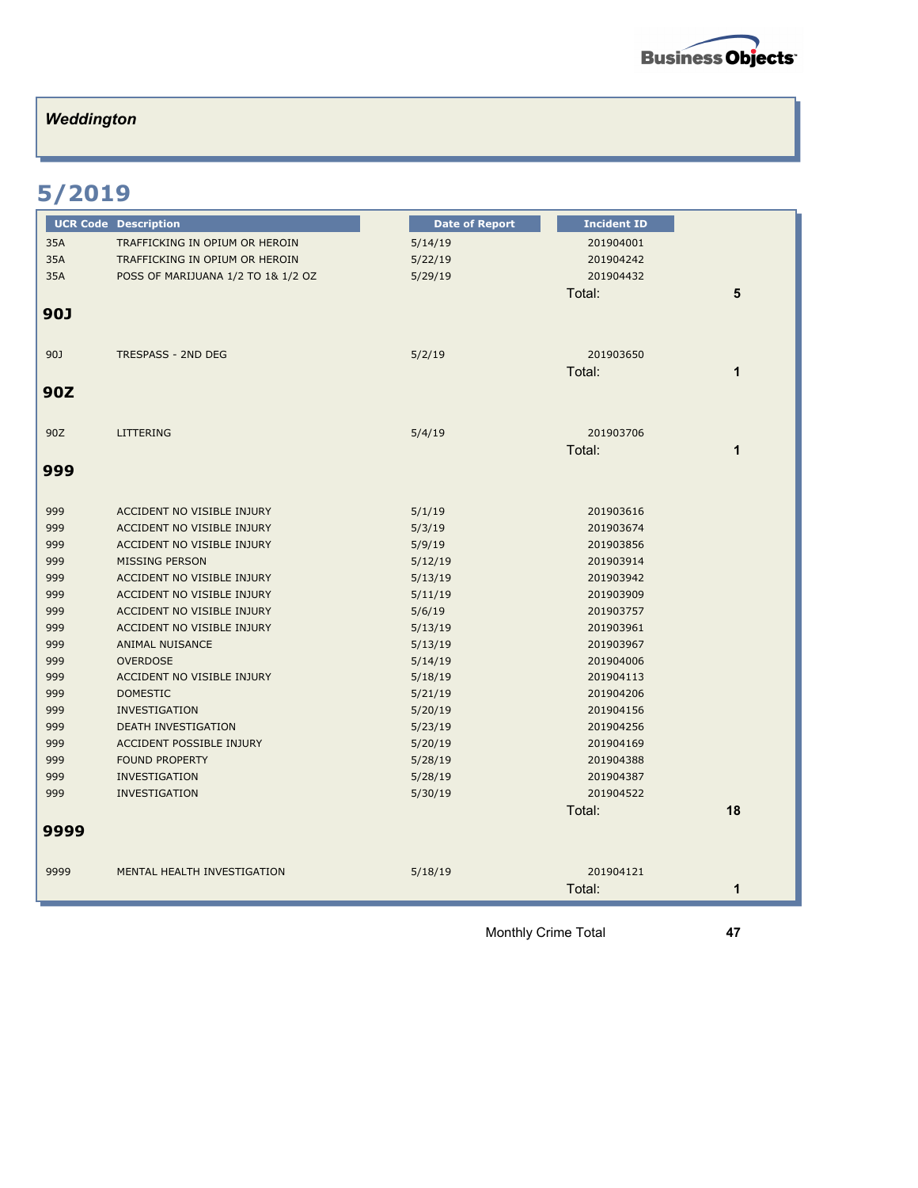*Weddington*

## 5/2019

| UCR Code | Description | Date of Report | Incident ID | |
|---|---|---|---|---|
| 35A | TRAFFICKING IN OPIUM OR HEROIN | 5/14/19 | 201904001 | |
| 35A | TRAFFICKING IN OPIUM OR HEROIN | 5/22/19 | 201904242 | |
| 35A | POSS OF MARIJUANA 1/2 TO 1& 1/2 OZ | 5/29/19 | 201904432 | |
| | | | Total: | 5 |

### 90J

| UCR Code | Description | Date of Report | Incident ID | |
|---|---|---|---|---|
| 90J | TRESPASS - 2ND DEG | 5/2/19 | 201903650 | |
| | | | Total: | 1 |

### 90Z

| UCR Code | Description | Date of Report | Incident ID | |
|---|---|---|---|---|
| 90Z | LITTERING | 5/4/19 | 201903706 | |
| | | | Total: | 1 |

### 999

| UCR Code | Description | Date of Report | Incident ID | |
|---|---|---|---|---|
| 999 | ACCIDENT NO VISIBLE INJURY | 5/1/19 | 201903616 | |
| 999 | ACCIDENT NO VISIBLE INJURY | 5/3/19 | 201903674 | |
| 999 | ACCIDENT NO VISIBLE INJURY | 5/9/19 | 201903856 | |
| 999 | MISSING PERSON | 5/12/19 | 201903914 | |
| 999 | ACCIDENT NO VISIBLE INJURY | 5/13/19 | 201903942 | |
| 999 | ACCIDENT NO VISIBLE INJURY | 5/11/19 | 201903909 | |
| 999 | ACCIDENT NO VISIBLE INJURY | 5/6/19 | 201903757 | |
| 999 | ACCIDENT NO VISIBLE INJURY | 5/13/19 | 201903961 | |
| 999 | ANIMAL NUISANCE | 5/13/19 | 201903967 | |
| 999 | OVERDOSE | 5/14/19 | 201904006 | |
| 999 | ACCIDENT NO VISIBLE INJURY | 5/18/19 | 201904113 | |
| 999 | DOMESTIC | 5/21/19 | 201904206 | |
| 999 | INVESTIGATION | 5/20/19 | 201904156 | |
| 999 | DEATH INVESTIGATION | 5/23/19 | 201904256 | |
| 999 | ACCIDENT POSSIBLE INJURY | 5/20/19 | 201904169 | |
| 999 | FOUND PROPERTY | 5/28/19 | 201904388 | |
| 999 | INVESTIGATION | 5/28/19 | 201904387 | |
| 999 | INVESTIGATION | 5/30/19 | 201904522 | |
| | | | Total: | 18 |

### 9999

| UCR Code | Description | Date of Report | Incident ID | |
|---|---|---|---|---|
| 9999 | MENTAL HEALTH INVESTIGATION | 5/18/19 | 201904121 | |
| | | | Total: | 1 |

Monthly Crime Total **47**